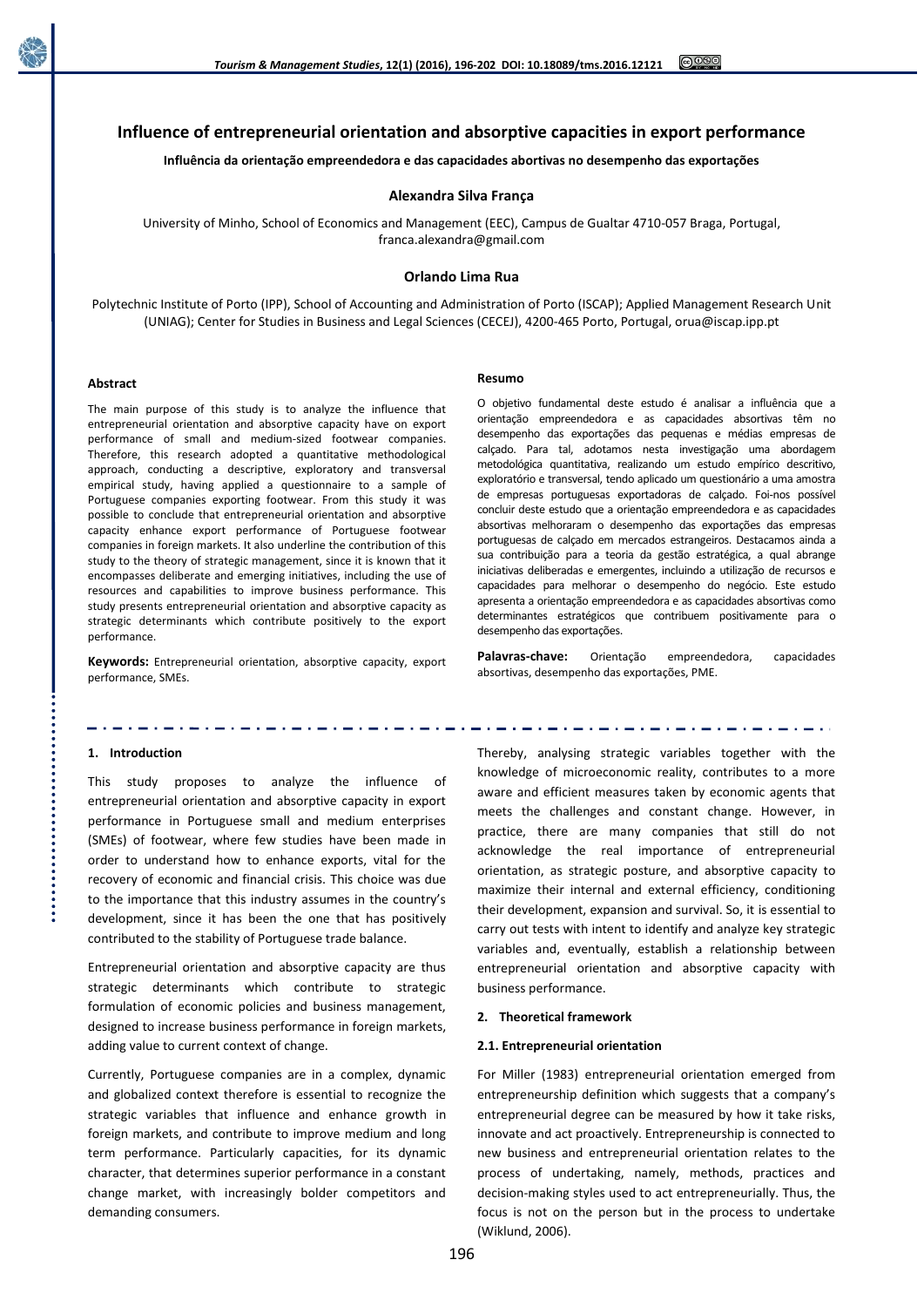# Influence of entrepreneurial orientation and absorptive capacities in export performance

**Influência da orientação empreendedora e das capacidades abortivas no desempenho das exportações**

**Alexandra Silva França**

University of Minho, School of Economics and Management (EEC), Campus de Gualtar 4710-057 Braga, Portugal, franca.alexandra@gmail.com

**Orlando Lima Rua**

Polytechnic Institute of Porto (IPP), School of Accounting and Administration of Porto (ISCAP); Applied Management Research Unit (UNIAG); Center for Studies in Business and Legal Sciences (CECEJ), 4200-465 Porto, Portugal, orua@iscap.ipp.pt

#### Abstract

The main purpose of this study is to analyze the influence that entrepreneurial orientation and absorptive capacity have on export performance of small and medium-sized footwear companies. Therefore, this research adopted a quantitative methodological approach, conducting a descriptive, exploratory and transversal empirical study, having applied a questionnaire to a sample of Portuguese companies exporting footwear. From this study it was possible to conclude that entrepreneurial orientation and absorptive capacity enhance export performance of Portuguese footwear companies in foreign markets. It also underline the contribution of this study to the theory of strategic management, since it is known that it encompasses deliberate and emerging initiatives, including the use of resources and capabilities to improve business performance. This study presents entrepreneurial orientation and absorptive capacity as strategic determinants which contribute positively to the export performance.

**Keywords:** Entrepreneurial orientation, absorptive capacity, export performance, SMEs.

#### Resumo

O objetivo fundamental deste estudo é analisar a influência que a orientação empreendedora e as capacidades absortivas têm no desempenho das exportações das pequenas e médias empresas de calçado. Para tal, adotamos nesta investigação uma abordagem metodológica quantitativa, realizando um estudo empírico descritivo, exploratório e transversal, tendo aplicado um questionário a uma amostra de empresas portuguesas exportadoras de calçado. Foi-nos possível concluir deste estudo que a orientação empreendedora e as capacidades absortivas melhoraram o desempenho das exportações das empresas portuguesas de calçado em mercados estrangeiros. Destacamos ainda a sua contribuição para a teoria da gestão estratégica, a qual abrange iniciativas deliberadas e emergentes, incluindo a utilização de recursos e capacidades para melhorar o desempenho do negócio. Este estudo apresenta a orientação empreendedora e as capacidades absortivas como determinantes estratégicos que contribuem positivamente para o desempenho das exportações.

**Palavras-chave:** Orientação empreendedora, capacidades absortivas, desempenho das exportações, PME.

## 1. Introduction

This study proposes to analyze the influence of entrepreneurial orientation and absorptive capacity in export performance in Portuguese small and medium enterprises (SMEs) of footwear, where few studies have been made in order to understand how to enhance exports, vital for the recovery of economic and financial crisis. This choice was due to the importance that this industry assumes in the country's development, since it has been the one that has positively contributed to the stability of Portuguese trade balance.

Entrepreneurial orientation and absorptive capacity are thus strategic determinants which contribute to strategic formulation of economic policies and business management, designed to increase business performance in foreign markets, adding value to current context of change.

Currently, Portuguese companies are in a complex, dynamic and globalized context therefore is essential to recognize the strategic variables that influence and enhance growth in foreign markets, and contribute to improve medium and long term performance. Particularly capacities, for its dynamic character, that determines superior performance in a constant change market, with increasingly bolder competitors and demanding consumers.

Thereby, analysing strategic variables together with the knowledge of microeconomic reality, contributes to a more aware and efficient measures taken by economic agents that meets the challenges and constant change. However, in practice, there are many companies that still do not acknowledge the real importance of entrepreneurial orientation, as strategic posture, and absorptive capacity to maximize their internal and external efficiency, conditioning their development, expansion and survival. So, it is essential to carry out tests with intent to identify and analyze key strategic variables and, eventually, establish a relationship between entrepreneurial orientation and absorptive capacity with business performance.

## 2. Theoretical framework

### 2.1. Entrepreneurial orientation

For Miller (1983) entrepreneurial orientation emerged from entrepreneurship definition which suggests that a company's entrepreneurial degree can be measured by how it take risks, innovate and act proactively. Entrepreneurship is connected to new business and entrepreneurial orientation relates to the process of undertaking, namely, methods, practices and decision-making styles used to act entrepreneurially. Thus, the focus is not on the person but in the process to undertake (Wiklund, 2006).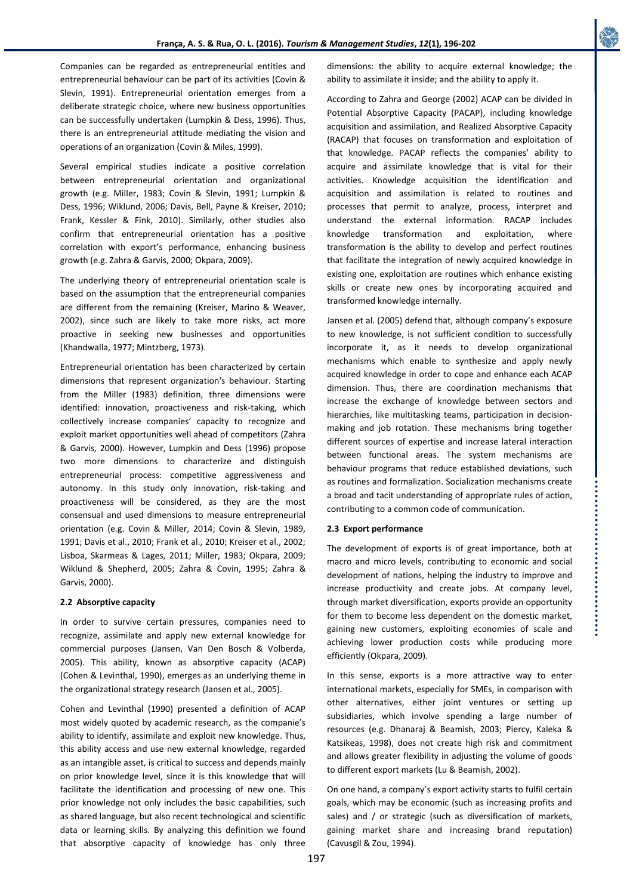Companies can be regarded as entrepreneurial entities and entrepreneurial behaviour can be part of its activities (Covin & Slevin, 1991). Entrepreneurial orientation emerges from a deliberate strategic choice, where new business opportunities can be successfully undertaken (Lumpkin & Dess, 1996). Thus, there is an entrepreneurial attitude mediating the vision and operations of an organization (Covin & Miles, 1999).

Several empirical studies indicate a positive correlation between entrepreneurial orientation and organizational growth (e.g. Miller, 1983; Covin & Slevin, 1991; Lumpkin & Dess, 1996; Wiklund, 2006; Davis, Bell, Payne & Kreiser, 2010; Frank, Kessler & Fink, 2010). Similarly, other studies also confirm that entrepreneurial orientation has a positive correlation with export's performance, enhancing business growth (e.g. Zahra & Garvis, 2000; Okpara, 2009).

The underlying theory of entrepreneurial orientation scale is based on the assumption that the entrepreneurial companies are different from the remaining (Kreiser, Marino & Weaver, 2002), since such are likely to take more risks, act more proactive in seeking new businesses and opportunities (Khandwalla, 1977; Mintzberg, 1973).

Entrepreneurial orientation has been characterized by certain dimensions that represent organization's behaviour. Starting from the Miller (1983) definition, three dimensions were identified: innovation, proactiveness and risk-taking, which collectively increase companies' capacity to recognize and exploit market opportunities well ahead of competitors (Zahra & Garvis, 2000). However, Lumpkin and Dess (1996) propose two more dimensions to characterize and distinguish entrepreneurial process: competitive aggressiveness and autonomy. In this study only innovation, risk-taking and proactiveness will be considered, as they are the most consensual and used dimensions to measure entrepreneurial orientation (e.g. Covin & Miller, 2014; Covin & Slevin, 1989, 1991; Davis et al., 2010; Frank et al., 2010; Kreiser et al., 2002; Lisboa, Skarmeas & Lages, 2011; Miller, 1983; Okpara, 2009; Wiklund & Shepherd, 2005; Zahra & Covin, 1995; Zahra & Garvis, 2000).

### 2.2 Absorptive capacity

In order to survive certain pressures, companies need to recognize, assimilate and apply new external knowledge for commercial purposes (Jansen, Van Den Bosch & Volberda, 2005). This ability, known as absorptive capacity (ACAP) (Cohen & Levinthal, 1990), emerges as an underlying theme in the organizational strategy research (Jansen et al., 2005).

Cohen and Levinthal (1990) presented a definition of ACAP most widely quoted by academic research, as the companie's ability to identify, assimilate and exploit new knowledge. Thus, this ability access and use new external knowledge, regarded as an intangible asset, is critical to success and depends mainly on prior knowledge level, since it is this knowledge that will facilitate the identification and processing of new one. This prior knowledge not only includes the basic capabilities, such as shared language, but also recent technological and scientific data or learning skills. By analyzing this definition we found that absorptive capacity of knowledge has only three dimensions: the ability to acquire external knowledge; the ability to assimilate it inside; and the ability to apply it.

According to Zahra and George (2002) ACAP can be divided in Potential Absorptive Capacity (PACAP), including knowledge acquisition and assimilation, and Realized Absorptive Capacity (RACAP) that focuses on transformation and exploitation of that knowledge. PACAP reflects the companies' ability to acquire and assimilate knowledge that is vital for their activities. Knowledge acquisition the identification and acquisition and assimilation is related to routines and processes that permit to analyze, process, interpret and understand the external information. RACAP includes knowledge transformation and exploitation, where transformation is the ability to develop and perfect routines that facilitate the integration of newly acquired knowledge in existing one, exploitation are routines which enhance existing skills or create new ones by incorporating acquired and transformed knowledge internally.

Jansen et al. (2005) defend that, although company's exposure to new knowledge, is not sufficient condition to successfully incorporate it, as it needs to develop organizational mechanisms which enable to synthesize and apply newly acquired knowledge in order to cope and enhance each ACAP dimension. Thus, there are coordination mechanisms that increase the exchange of knowledge between sectors and hierarchies, like multitasking teams, participation in decision-making and job rotation. These mechanisms bring together different sources of expertise and increase lateral interaction between functional areas. The system mechanisms are behaviour programs that reduce established deviations, such as routines and formalization. Socialization mechanisms create a broad and tacit understanding of appropriate rules of action, contributing to a common code of communication.

### 2.3 Export performance

The development of exports is of great importance, both at macro and micro levels, contributing to economic and social development of nations, helping the industry to improve and increase productivity and create jobs. At company level, through market diversification, exports provide an opportunity for them to become less dependent on the domestic market, gaining new customers, exploiting economies of scale and achieving lower production costs while producing more efficiently (Okpara, 2009).

In this sense, exports is a more attractive way to enter international markets, especially for SMEs, in comparison with other alternatives, either joint ventures or setting up subsidiaries, which involve spending a large number of resources (e.g. Dhanaraj & Beamish, 2003; Piercy, Kaleka & Katsikeas, 1998), does not create high risk and commitment and allows greater flexibility in adjusting the volume of goods to different export markets (Lu & Beamish, 2002).

On one hand, a company's export activity starts to fulfil certain goals, which may be economic (such as increasing profits and sales) and / or strategic (such as diversification of markets, gaining market share and increasing brand reputation) (Cavusgil & Zou, 1994).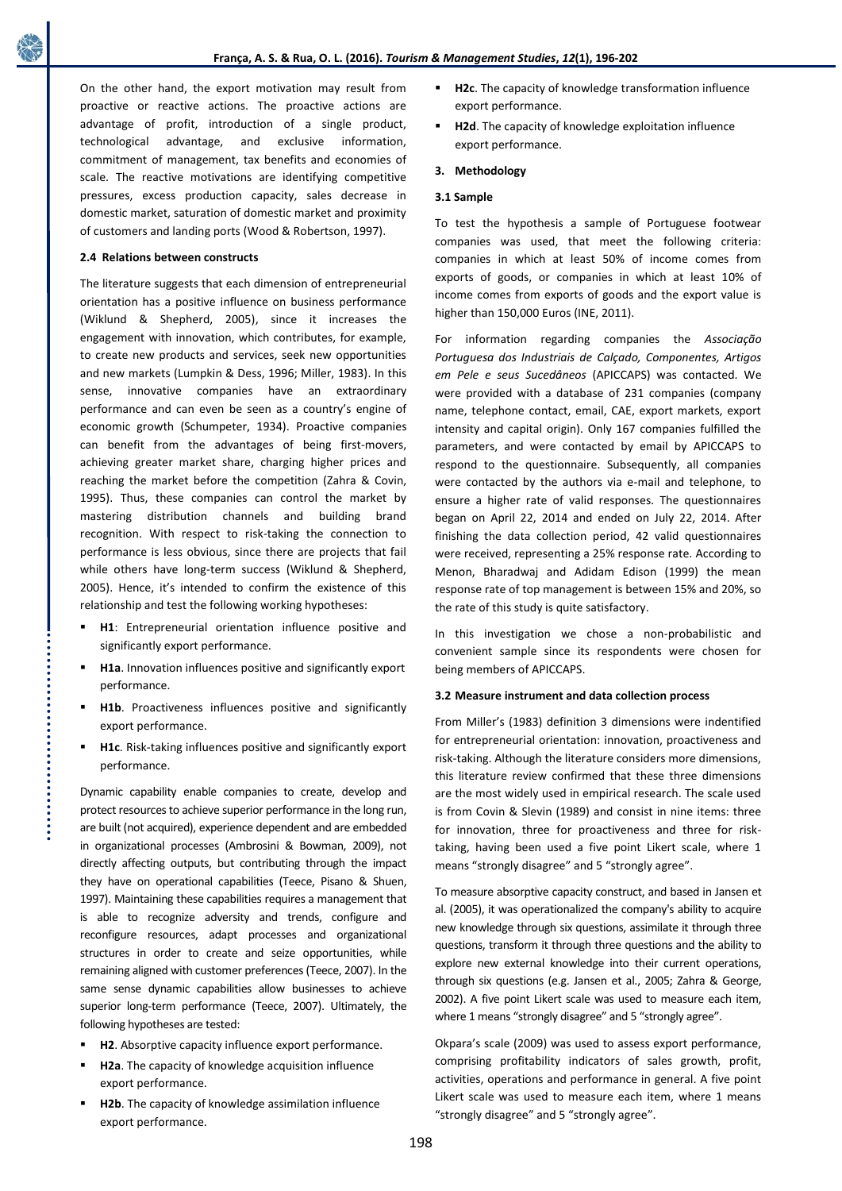On the other hand, the export motivation may result from proactive or reactive actions. The proactive actions are advantage of profit, introduction of a single product, technological advantage, and exclusive information, commitment of management, tax benefits and economies of scale. The reactive motivations are identifying competitive pressures, excess production capacity, sales decrease in domestic market, saturation of domestic market and proximity of customers and landing ports (Wood & Robertson, 1997).

### 2.4 Relations between constructs

The literature suggests that each dimension of entrepreneurial orientation has a positive influence on business performance (Wiklund & Shepherd, 2005), since it increases the engagement with innovation, which contributes, for example, to create new products and services, seek new opportunities and new markets (Lumpkin & Dess, 1996; Miller, 1983). In this sense, innovative companies have an extraordinary performance and can even be seen as a country's engine of economic growth (Schumpeter, 1934). Proactive companies can benefit from the advantages of being first-movers, achieving greater market share, charging higher prices and reaching the market before the competition (Zahra & Covin, 1995). Thus, these companies can control the market by mastering distribution channels and building brand recognition. With respect to risk-taking the connection to performance is less obvious, since there are projects that fail while others have long-term success (Wiklund & Shepherd, 2005). Hence, it's intended to confirm the existence of this relationship and test the following working hypotheses:

- **H1**: Entrepreneurial orientation influence positive and significantly export performance.
- **H1a**. Innovation influences positive and significantly export performance.
- **H1b**. Proactiveness influences positive and significantly export performance.
- **H1c**. Risk-taking influences positive and significantly export performance.

Dynamic capability enable companies to create, develop and protect resources to achieve superior performance in the long run, are built (not acquired), experience dependent and are embedded in organizational processes (Ambrosini & Bowman, 2009), not directly affecting outputs, but contributing through the impact they have on operational capabilities (Teece, Pisano & Shuen, 1997). Maintaining these capabilities requires a management that is able to recognize adversity and trends, configure and reconfigure resources, adapt processes and organizational structures in order to create and seize opportunities, while remaining aligned with customer preferences (Teece, 2007). In the same sense dynamic capabilities allow businesses to achieve superior long-term performance (Teece, 2007). Ultimately, the following hypotheses are tested:

- **H2**. Absorptive capacity influence export performance.
- **H2a**. The capacity of knowledge acquisition influence export performance.
- **H2b**. The capacity of knowledge assimilation influence export performance.
- **H2c**. The capacity of knowledge transformation influence export performance.
- **H2d**. The capacity of knowledge exploitation influence export performance.

## 3. Methodology

### 3.1 Sample

To test the hypothesis a sample of Portuguese footwear companies was used, that meet the following criteria: companies in which at least 50% of income comes from exports of goods, or companies in which at least 10% of income comes from exports of goods and the export value is higher than 150,000 Euros (INE, 2011).

For information regarding companies the *Associação Portuguesa dos Industriais de Calçado, Componentes, Artigos em Pele e seus Sucedâneos* (APICCAPS) was contacted. We were provided with a database of 231 companies (company name, telephone contact, email, CAE, export markets, export intensity and capital origin). Only 167 companies fulfilled the parameters, and were contacted by email by APICCAPS to respond to the questionnaire. Subsequently, all companies were contacted by the authors via e-mail and telephone, to ensure a higher rate of valid responses. The questionnaires began on April 22, 2014 and ended on July 22, 2014. After finishing the data collection period, 42 valid questionnaires were received, representing a 25% response rate. According to Menon, Bharadwaj and Adidam Edison (1999) the mean response rate of top management is between 15% and 20%, so the rate of this study is quite satisfactory.

In this investigation we chose a non-probabilistic and convenient sample since its respondents were chosen for being members of APICCAPS.

### 3.2 Measure instrument and data collection process

From Miller's (1983) definition 3 dimensions were indentified for entrepreneurial orientation: innovation, proactiveness and risk-taking. Although the literature considers more dimensions, this literature review confirmed that these three dimensions are the most widely used in empirical research. The scale used is from Covin & Slevin (1989) and consist in nine items: three for innovation, three for proactiveness and three for risk-taking, having been used a five point Likert scale, where 1 means "strongly disagree" and 5 "strongly agree".

To measure absorptive capacity construct, and based in Jansen et al. (2005), it was operationalized the company's ability to acquire new knowledge through six questions, assimilate it through three questions, transform it through three questions and the ability to explore new external knowledge into their current operations, through six questions (e.g. Jansen et al., 2005; Zahra & George, 2002). A five point Likert scale was used to measure each item, where 1 means "strongly disagree" and 5 "strongly agree".

Okpara's scale (2009) was used to assess export performance, comprising profitability indicators of sales growth, profit, activities, operations and performance in general. A five point Likert scale was used to measure each item, where 1 means "strongly disagree" and 5 "strongly agree".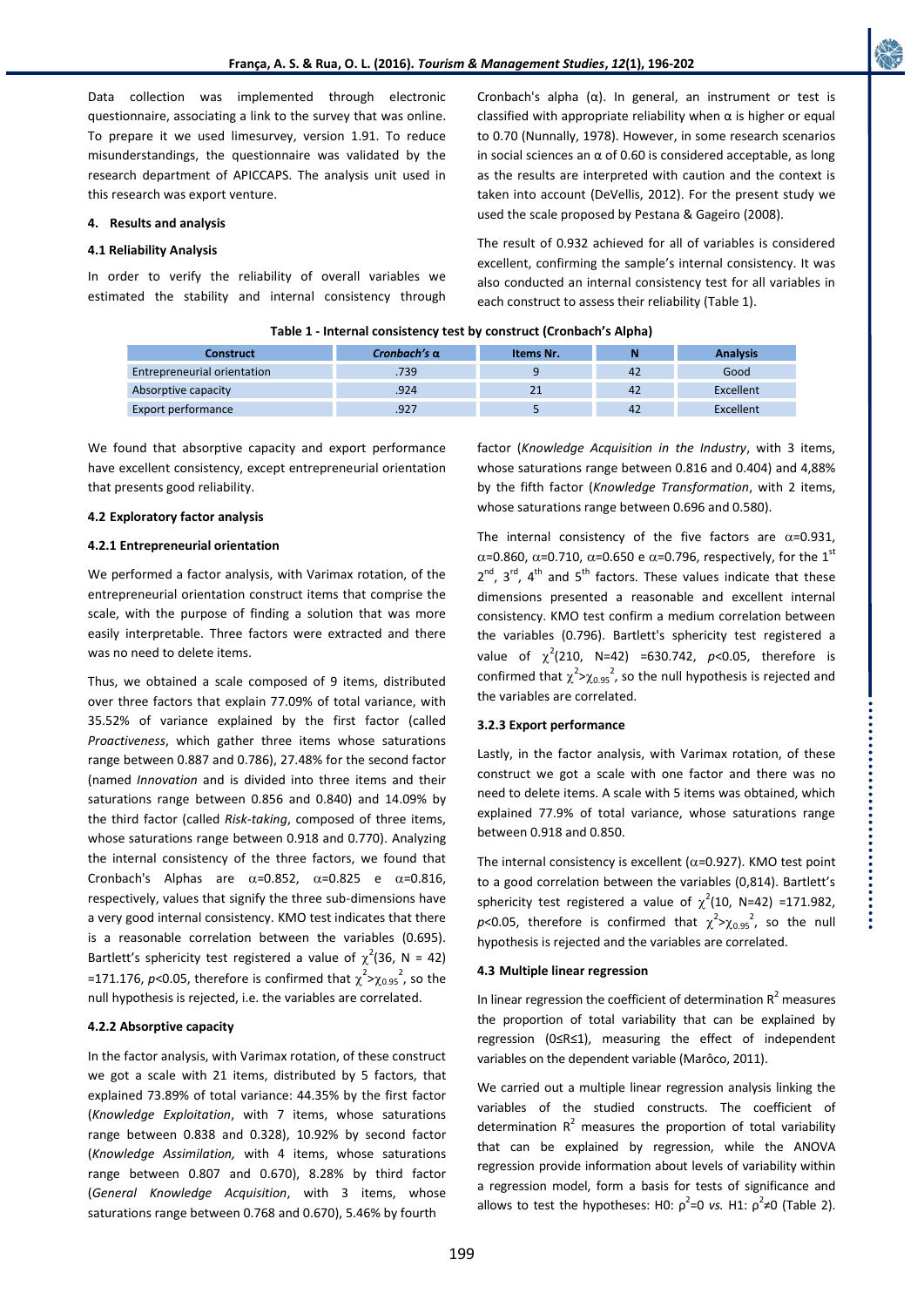Data collection was implemented through electronic questionnaire, associating a link to the survey that was online. To prepare it we used limesurvey, version 1.91. To reduce misunderstandings, the questionnaire was validated by the research department of APICCAPS. The analysis unit used in this research was export venture.

## 4. Results and analysis

### 4.1 Reliability Analysis

In order to verify the reliability of overall variables we estimated the stability and internal consistency through Cronbach's alpha (α). In general, an instrument or test is classified with appropriate reliability when α is higher or equal to 0.70 (Nunnally, 1978). However, in some research scenarios in social sciences an α of 0.60 is considered acceptable, as long as the results are interpreted with caution and the context is taken into account (DeVellis, 2012). For the present study we used the scale proposed by Pestana & Gageiro (2008).

The result of 0.932 achieved for all of variables is considered excellent, confirming the sample's internal consistency. It was also conducted an internal consistency test for all variables in each construct to assess their reliability (Table 1).

**Table 1 - Internal consistency test by construct (Cronbach's Alpha)**

| Construct | *Cronbach's α* | Items Nr. | N | Analysis |
|---|---|---|---|---|
| Entrepreneurial orientation | .739 | 9 | 42 | Good |
| Absorptive capacity | .924 | 21 | 42 | Excellent |
| Export performance | .927 | 5 | 42 | Excellent |

We found that absorptive capacity and export performance have excellent consistency, except entrepreneurial orientation that presents good reliability.

### 4.2 Exploratory factor analysis

#### 4.2.1 Entrepreneurial orientation

We performed a factor analysis, with Varimax rotation, of the entrepreneurial orientation construct items that comprise the scale, with the purpose of finding a solution that was more easily interpretable. Three factors were extracted and there was no need to delete items.

Thus, we obtained a scale composed of 9 items, distributed over three factors that explain 77.09% of total variance, with 35.52% of variance explained by the first factor (called *Proactiveness*, which gather three items whose saturations range between 0.887 and 0.786), 27.48% for the second factor (named *Innovation* and is divided into three items and their saturations range between 0.856 and 0.840) and 14.09% by the third factor (called *Risk-taking*, composed of three items, whose saturations range between 0.918 and 0.770). Analyzing the internal consistency of the three factors, we found that Cronbach's Alphas are α=0.852, α=0.825 e α=0.816, respectively, values that signify the three sub-dimensions have a very good internal consistency. KMO test indicates that there is a reasonable correlation between the variables (0.695). Bartlett's sphericity test registered a value of $\chi^2(36, N = 42) = 171.176$, $p<0.05$, therefore is confirmed that $\chi^2 > \chi_{0.95}^2$, so the null hypothesis is rejected, i.e. the variables are correlated.

#### 4.2.2 Absorptive capacity

In the factor analysis, with Varimax rotation, of these construct we got a scale with 21 items, distributed by 5 factors, that explained 73.89% of total variance: 44.35% by the first factor (*Knowledge Exploitation*, with 7 items, whose saturations range between 0.838 and 0.328), 10.92% by second factor (*Knowledge Assimilation,* with 4 items, whose saturations range between 0.807 and 0.670), 8.28% by third factor (*General Knowledge Acquisition*, with 3 items, whose saturations range between 0.768 and 0.670), 5.46% by fourth factor (*Knowledge Acquisition in the Industry*, with 3 items, whose saturations range between 0.816 and 0.404) and 4,88% by the fifth factor (*Knowledge Transformation*, with 2 items, whose saturations range between 0.696 and 0.580).

The internal consistency of the five factors are α=0.931, α=0.860, α=0.710, α=0.650 e α=0.796, respectively, for the 1st 2nd, 3rd, 4th and 5th factors. These values indicate that these dimensions presented a reasonable and excellent internal consistency. KMO test confirm a medium correlation between the variables (0.796). Bartlett's sphericity test registered a value of $\chi^2(210, N{=}42) = 630.742$, $p<0.05$, therefore is confirmed that $\chi^2 > \chi_{0.95}^2$, so the null hypothesis is rejected and the variables are correlated.

#### 3.2.3 Export performance

Lastly, in the factor analysis, with Varimax rotation, of these construct we got a scale with one factor and there was no need to delete items. A scale with 5 items was obtained, which explained 77.9% of total variance, whose saturations range between 0.918 and 0.850.

The internal consistency is excellent (α=0.927). KMO test point to a good correlation between the variables (0,814). Bartlett's sphericity test registered a value of $\chi^2(10, N{=}42) = 171.982$, $p<0.05$, therefore is confirmed that $\chi^2 > \chi_{0.95}^2$, so the null hypothesis is rejected and the variables are correlated.

### 4.3 Multiple linear regression

In linear regression the coefficient of determination $R^2$ measures the proportion of total variability that can be explained by regression ($0 \leq R \leq 1$), measuring the effect of independent variables on the dependent variable (Marôco, 2011).

We carried out a multiple linear regression analysis linking the variables of the studied constructs. The coefficient of determination $R^2$ measures the proportion of total variability that can be explained by regression, while the ANOVA regression provide information about levels of variability within a regression model, form a basis for tests of significance and allows to test the hypotheses: H0: $\rho^2=0$ *vs.* H1: $\rho^2 \neq 0$ (Table 2).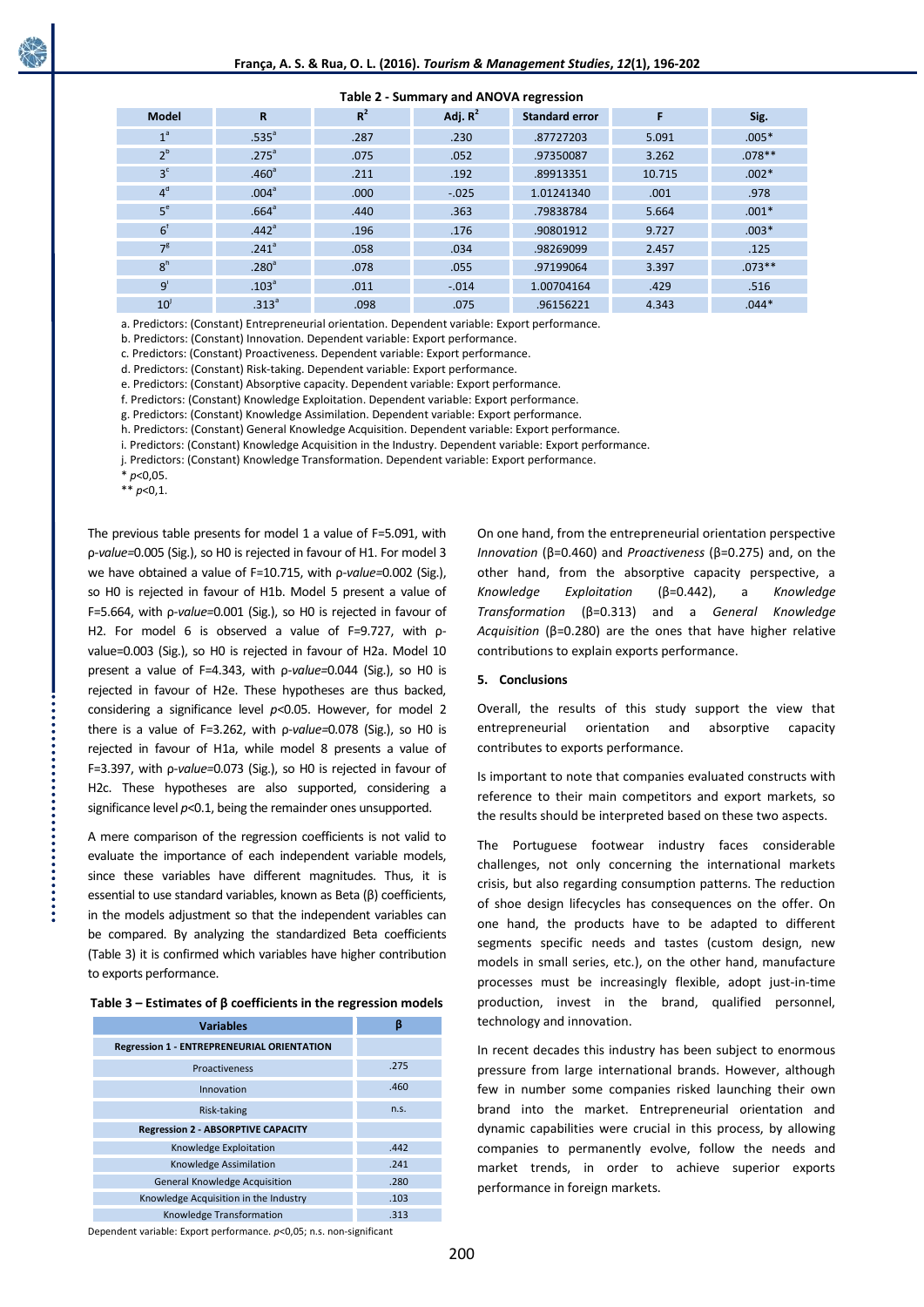**Table 2 - Summary and ANOVA regression**

| Model | R | $R^2$ | Adj. $R^2$ | Standard error | F | Sig. |
|---|---|---|---|---|---|---|
| 1[a] | .535[a] | .287 | .230 | .87727203 | 5.091 | .005* |
| 2[b] | .275[a] | .075 | .052 | .97350087 | 3.262 | .078** |
| 3[c] | .460[a] | .211 | .192 | .89913351 | 10.715 | .002* |
| 4[d] | .004[a] | .000 | -.025 | 1.01241340 | .001 | .978 |
| 5[e] | .664[a] | .440 | .363 | .79838784 | 5.664 | .001* |
| 6[f] | .442[a] | .196 | .176 | .90801912 | 9.727 | .003* |
| 7[g] | .241[a] | .058 | .034 | .98269099 | 2.457 | .125 |
| 8[h] | .280[a] | .078 | .055 | .97199064 | 3.397 | .073** |
| 9[i] | .103[a] | .011 | -.014 | 1.00704164 | .429 | .516 |
| 10[j] | .313[a] | .098 | .075 | .96156221 | 4.343 | .044* |

a. Predictors: (Constant) Entrepreneurial orientation. Dependent variable: Export performance.
b. Predictors: (Constant) Innovation. Dependent variable: Export performance.
c. Predictors: (Constant) Proactiveness. Dependent variable: Export performance.
d. Predictors: (Constant) Risk-taking. Dependent variable: Export performance.
e. Predictors: (Constant) Absorptive capacity. Dependent variable: Export performance.
f. Predictors: (Constant) Knowledge Exploitation. Dependent variable: Export performance.
g. Predictors: (Constant) Knowledge Assimilation. Dependent variable: Export performance.
h. Predictors: (Constant) General Knowledge Acquisition. Dependent variable: Export performance.
i. Predictors: (Constant) Knowledge Acquisition in the Industry. Dependent variable: Export performance.
j. Predictors: (Constant) Knowledge Transformation. Dependent variable: Export performance.
* $p<0{,}05$.
** $p<0{,}1$.

The previous table presents for model 1 a value of F=5.091, with *ρ-value*=0.005 (Sig.), so H0 is rejected in favour of H1. For model 3 we have obtained a value of F=10.715, with *ρ-value*=0.002 (Sig.), so H0 is rejected in favour of H1b. Model 5 present a value of F=5.664, with *ρ-value*=0.001 (Sig.), so H0 is rejected in favour of H2. For model 6 is observed a value of F=9.727, with ρ-value=0.003 (Sig.), so H0 is rejected in favour of H2a. Model 10 present a value of F=4.343, with *ρ-value*=0.044 (Sig.), so H0 is rejected in favour of H2e. These hypotheses are thus backed, considering a significance level $p<0.05$. However, for model 2 there is a value of F=3.262, with *ρ-value*=0.078 (Sig.), so H0 is rejected in favour of H1a, while model 8 presents a value of F=3.397, with *ρ-value*=0.073 (Sig.), so H0 is rejected in favour of H2c. These hypotheses are also supported, considering a significance level $p<0.1$, being the remainder ones unsupported.

A mere comparison of the regression coefficients is not valid to evaluate the importance of each independent variable models, since these variables have different magnitudes. Thus, it is essential to use standard variables, known as Beta (β) coefficients, in the models adjustment so that the independent variables can be compared. By analyzing the standardized Beta coefficients (Table 3) it is confirmed which variables have higher contribution to exports performance.

**Table 3 – Estimates of β coefficients in the regression models**

| Variables | β |
|---|---|
| **Regression 1 - ENTREPRENEURIAL ORIENTATION** | |
| Proactiveness | .275 |
| Innovation | .460 |
| Risk-taking | n.s. |
| **Regression 2 - ABSORPTIVE CAPACITY** | |
| Knowledge Exploitation | .442 |
| Knowledge Assimilation | .241 |
| General Knowledge Acquisition | .280 |
| Knowledge Acquisition in the Industry | .103 |
| Knowledge Transformation | .313 |

Dependent variable: Export performance. $p<0{,}05$; n.s. non-significant

On one hand, from the entrepreneurial orientation perspective *Innovation* (β=0.460) and *Proactiveness* (β=0.275) and, on the other hand, from the absorptive capacity perspective, a *Knowledge Exploitation* (β=0.442), a *Knowledge Transformation* (β=0.313) and a *General Knowledge Acquisition* (β=0.280) are the ones that have higher relative contributions to explain exports performance.

## 5. Conclusions

Overall, the results of this study support the view that entrepreneurial orientation and absorptive capacity contributes to exports performance.

Is important to note that companies evaluated constructs with reference to their main competitors and export markets, so the results should be interpreted based on these two aspects.

The Portuguese footwear industry faces considerable challenges, not only concerning the international markets crisis, but also regarding consumption patterns. The reduction of shoe design lifecycles has consequences on the offer. On one hand, the products have to be adapted to different segments specific needs and tastes (custom design, new models in small series, etc.), on the other hand, manufacture processes must be increasingly flexible, adopt just-in-time production, invest in the brand, qualified personnel, technology and innovation.

In recent decades this industry has been subject to enormous pressure from large international brands. However, although few in number some companies risked launching their own brand into the market. Entrepreneurial orientation and dynamic capabilities were crucial in this process, by allowing companies to permanently evolve, follow the needs and market trends, in order to achieve superior exports performance in foreign markets.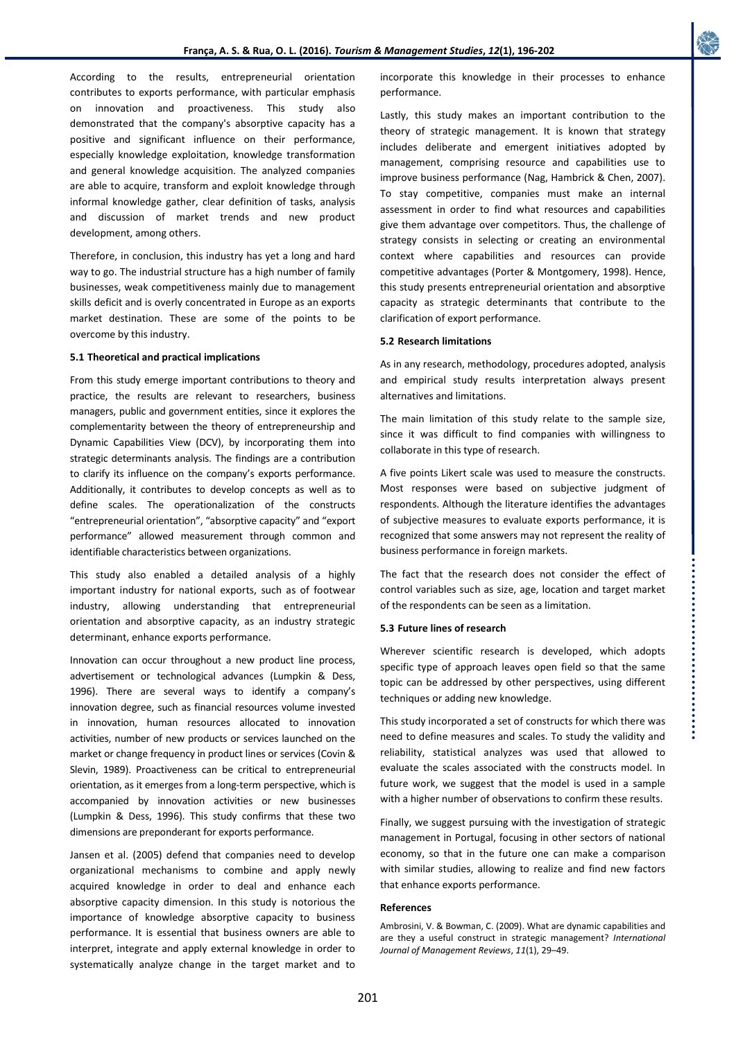According to the results, entrepreneurial orientation contributes to exports performance, with particular emphasis on innovation and proactiveness. This study also demonstrated that the company's absorptive capacity has a positive and significant influence on their performance, especially knowledge exploitation, knowledge transformation and general knowledge acquisition. The analyzed companies are able to acquire, transform and exploit knowledge through informal knowledge gather, clear definition of tasks, analysis and discussion of market trends and new product development, among others.

Therefore, in conclusion, this industry has yet a long and hard way to go. The industrial structure has a high number of family businesses, weak competitiveness mainly due to management skills deficit and is overly concentrated in Europe as an exports market destination. These are some of the points to be overcome by this industry.

### 5.1 Theoretical and practical implications

From this study emerge important contributions to theory and practice, the results are relevant to researchers, business managers, public and government entities, since it explores the complementarity between the theory of entrepreneurship and Dynamic Capabilities View (DCV), by incorporating them into strategic determinants analysis. The findings are a contribution to clarify its influence on the company's exports performance. Additionally, it contributes to develop concepts as well as to define scales. The operationalization of the constructs "entrepreneurial orientation", "absorptive capacity" and "export performance" allowed measurement through common and identifiable characteristics between organizations.

This study also enabled a detailed analysis of a highly important industry for national exports, such as of footwear industry, allowing understanding that entrepreneurial orientation and absorptive capacity, as an industry strategic determinant, enhance exports performance.

Innovation can occur throughout a new product line process, advertisement or technological advances (Lumpkin & Dess, 1996). There are several ways to identify a company's innovation degree, such as financial resources volume invested in innovation, human resources allocated to innovation activities, number of new products or services launched on the market or change frequency in product lines or services (Covin & Slevin, 1989). Proactiveness can be critical to entrepreneurial orientation, as it emerges from a long-term perspective, which is accompanied by innovation activities or new businesses (Lumpkin & Dess, 1996). This study confirms that these two dimensions are preponderant for exports performance.

Jansen et al. (2005) defend that companies need to develop organizational mechanisms to combine and apply newly acquired knowledge in order to deal and enhance each absorptive capacity dimension. In this study is notorious the importance of knowledge absorptive capacity to business performance. It is essential that business owners are able to interpret, integrate and apply external knowledge in order to systematically analyze change in the target market and to incorporate this knowledge in their processes to enhance performance.

Lastly, this study makes an important contribution to the theory of strategic management. It is known that strategy includes deliberate and emergent initiatives adopted by management, comprising resource and capabilities use to improve business performance (Nag, Hambrick & Chen, 2007). To stay competitive, companies must make an internal assessment in order to find what resources and capabilities give them advantage over competitors. Thus, the challenge of strategy consists in selecting or creating an environmental context where capabilities and resources can provide competitive advantages (Porter & Montgomery, 1998). Hence, this study presents entrepreneurial orientation and absorptive capacity as strategic determinants that contribute to the clarification of export performance.

### 5.2 Research limitations

As in any research, methodology, procedures adopted, analysis and empirical study results interpretation always present alternatives and limitations.

The main limitation of this study relate to the sample size, since it was difficult to find companies with willingness to collaborate in this type of research.

A five points Likert scale was used to measure the constructs. Most responses were based on subjective judgment of respondents. Although the literature identifies the advantages of subjective measures to evaluate exports performance, it is recognized that some answers may not represent the reality of business performance in foreign markets.

The fact that the research does not consider the effect of control variables such as size, age, location and target market of the respondents can be seen as a limitation.

### 5.3 Future lines of research

Wherever scientific research is developed, which adopts specific type of approach leaves open field so that the same topic can be addressed by other perspectives, using different techniques or adding new knowledge.

This study incorporated a set of constructs for which there was need to define measures and scales. To study the validity and reliability, statistical analyzes was used that allowed to evaluate the scales associated with the constructs model. In future work, we suggest that the model is used in a sample with a higher number of observations to confirm these results.

Finally, we suggest pursuing with the investigation of strategic management in Portugal, focusing in other sectors of national economy, so that in the future one can make a comparison with similar studies, allowing to realize and find new factors that enhance exports performance.

## References

Ambrosini, V. & Bowman, C. (2009). What are dynamic capabilities and are they a useful construct in strategic management? *International Journal of Management Reviews*, *11*(1), 29–49.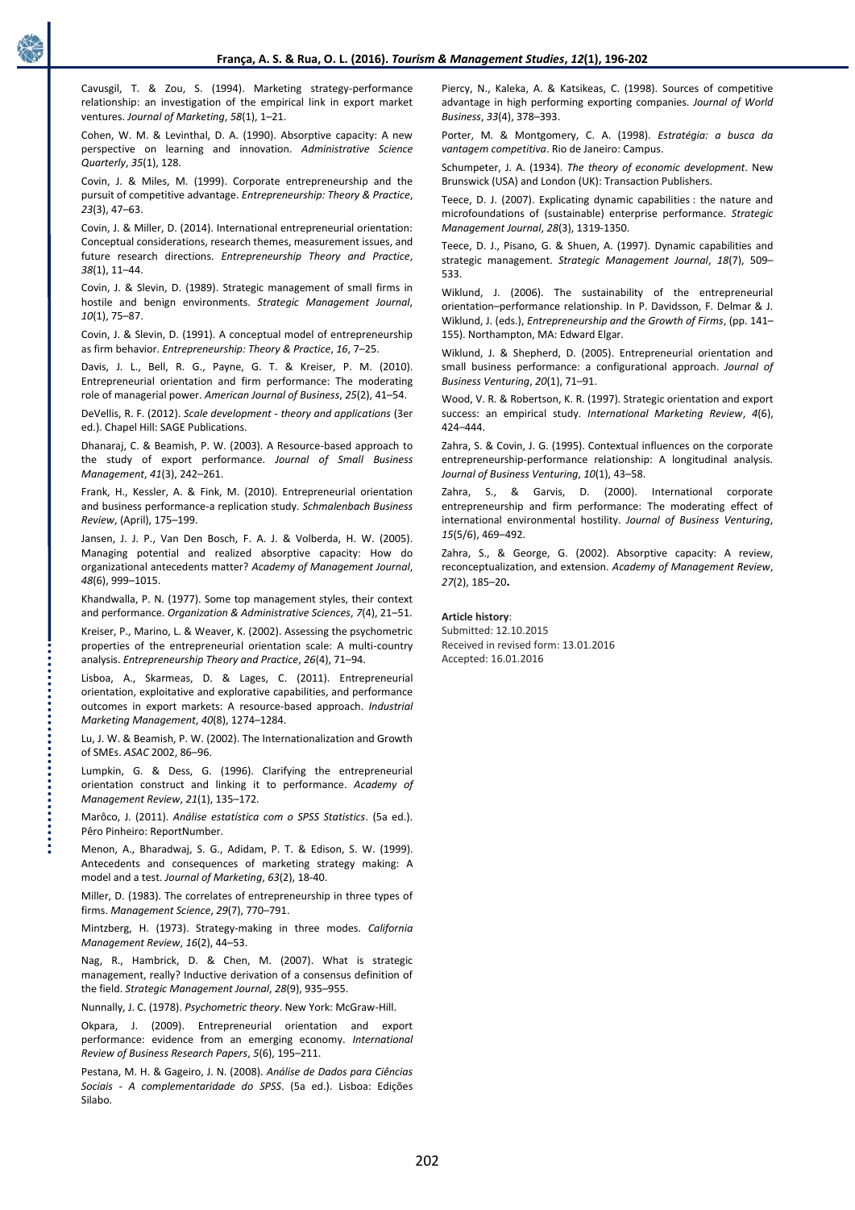Cavusgil, T. & Zou, S. (1994). Marketing strategy-performance relationship: an investigation of the empirical link in export market ventures. *Journal of Marketing*, *58*(1), 1–21.

Cohen, W. M. & Levinthal, D. A. (1990). Absorptive capacity: A new perspective on learning and innovation. *Administrative Science Quarterly*, *35*(1), 128.

Covin, J. & Miles, M. (1999). Corporate entrepreneurship and the pursuit of competitive advantage. *Entrepreneurship: Theory & Practice*, *23*(3), 47–63.

Covin, J. & Miller, D. (2014). International entrepreneurial orientation: Conceptual considerations, research themes, measurement issues, and future research directions. *Entrepreneurship Theory and Practice*, *38*(1), 11–44.

Covin, J. & Slevin, D. (1989). Strategic management of small firms in hostile and benign environments. *Strategic Management Journal*, *10*(1), 75–87.

Covin, J. & Slevin, D. (1991). A conceptual model of entrepreneurship as firm behavior. *Entrepreneurship: Theory & Practice*, *16*, 7–25.

Davis, J. L., Bell, R. G., Payne, G. T. & Kreiser, P. M. (2010). Entrepreneurial orientation and firm performance: The moderating role of managerial power. *American Journal of Business*, *25*(2), 41–54.

DeVellis, R. F. (2012). *Scale development - theory and applications* (3er ed.). Chapel Hill: SAGE Publications.

Dhanaraj, C. & Beamish, P. W. (2003). A Resource-based approach to the study of export performance. *Journal of Small Business Management*, *41*(3), 242–261.

Frank, H., Kessler, A. & Fink, M. (2010). Entrepreneurial orientation and business performance-a replication study. *Schmalenbach Business Review*, (April), 175–199.

Jansen, J. J. P., Van Den Bosch, F. A. J. & Volberda, H. W. (2005). Managing potential and realized absorptive capacity: How do organizational antecedents matter? *Academy of Management Journal*, *48*(6), 999–1015.

Khandwalla, P. N. (1977). Some top management styles, their context and performance. *Organization & Administrative Sciences*, *7*(4), 21–51.

Kreiser, P., Marino, L. & Weaver, K. (2002). Assessing the psychometric properties of the entrepreneurial orientation scale: A multi-country analysis. *Entrepreneurship Theory and Practice*, *26*(4), 71–94.

Lisboa, A., Skarmeas, D. & Lages, C. (2011). Entrepreneurial orientation, exploitative and explorative capabilities, and performance outcomes in export markets: A resource-based approach. *Industrial Marketing Management*, *40*(8), 1274–1284.

Lu, J. W. & Beamish, P. W. (2002). The Internationalization and Growth of SMEs. *ASAC* 2002, 86–96.

Lumpkin, G. & Dess, G. (1996). Clarifying the entrepreneurial orientation construct and linking it to performance. *Academy of Management Review*, *21*(1), 135–172.

Marôco, J. (2011). *Análise estatística com o SPSS Statistics*. (5a ed.). Pêro Pinheiro: ReportNumber.

Menon, A., Bharadwaj, S. G., Adidam, P. T. & Edison, S. W. (1999). Antecedents and consequences of marketing strategy making: A model and a test. *Journal of Marketing*, *63*(2), 18-40.

Miller, D. (1983). The correlates of entrepreneurship in three types of firms. *Management Science*, *29*(7), 770–791.

Mintzberg, H. (1973). Strategy-making in three modes. *California Management Review*, *16*(2), 44–53.

Nag, R., Hambrick, D. & Chen, M. (2007). What is strategic management, really? Inductive derivation of a consensus definition of the field. *Strategic Management Journal*, *28*(9), 935–955.

Nunnally, J. C. (1978). *Psychometric theory*. New York: McGraw-Hill.

Okpara, J. (2009). Entrepreneurial orientation and export performance: evidence from an emerging economy. *International Review of Business Research Papers*, *5*(6), 195–211.

Pestana, M. H. & Gageiro, J. N. (2008). *Análise de Dados para Ciências Sociais - A complementaridade do SPSS*. (5a ed.). Lisboa: Edições Silabo.

Piercy, N., Kaleka, A. & Katsikeas, C. (1998). Sources of competitive advantage in high performing exporting companies. *Journal of World Business*, *33*(4), 378–393.

Porter, M. & Montgomery, C. A. (1998). *Estratégia: a busca da vantagem competitiva*. Rio de Janeiro: Campus.

Schumpeter, J. A. (1934). *The theory of economic development*. New Brunswick (USA) and London (UK): Transaction Publishers.

Teece, D. J. (2007). Explicating dynamic capabilities : the nature and microfoundations of (sustainable) enterprise performance. *Strategic Management Journal*, *28*(3), 1319-1350.

Teece, D. J., Pisano, G. & Shuen, A. (1997). Dynamic capabilities and strategic management. *Strategic Management Journal*, *18*(7), 509–533.

Wiklund, J. (2006). The sustainability of the entrepreneurial orientation–performance relationship. In P. Davidsson, F. Delmar & J. Wiklund, J. (eds.), *Entrepreneurship and the Growth of Firms*, (pp. 141–155). Northampton, MA: Edward Elgar.

Wiklund, J. & Shepherd, D. (2005). Entrepreneurial orientation and small business performance: a configurational approach. *Journal of Business Venturing*, *20*(1), 71–91.

Wood, V. R. & Robertson, K. R. (1997). Strategic orientation and export success: an empirical study. *International Marketing Review*, *4*(6), 424–444.

Zahra, S. & Covin, J. G. (1995). Contextual influences on the corporate entrepreneurship-performance relationship: A longitudinal analysis. *Journal of Business Venturing*, *10*(1), 43–58.

Zahra, S., & Garvis, D. (2000). International corporate entrepreneurship and firm performance: The moderating effect of international environmental hostility. *Journal of Business Venturing*, *15*(5/6), 469–492.

Zahra, S., & George, G. (2002). Absorptive capacity: A review, reconceptualization, and extension. *Academy of Management Review*, *27*(2), 185–20**.**

**Article history**:
Submitted: 12.10.2015
Received in revised form: 13.01.2016
Accepted: 16.01.2016